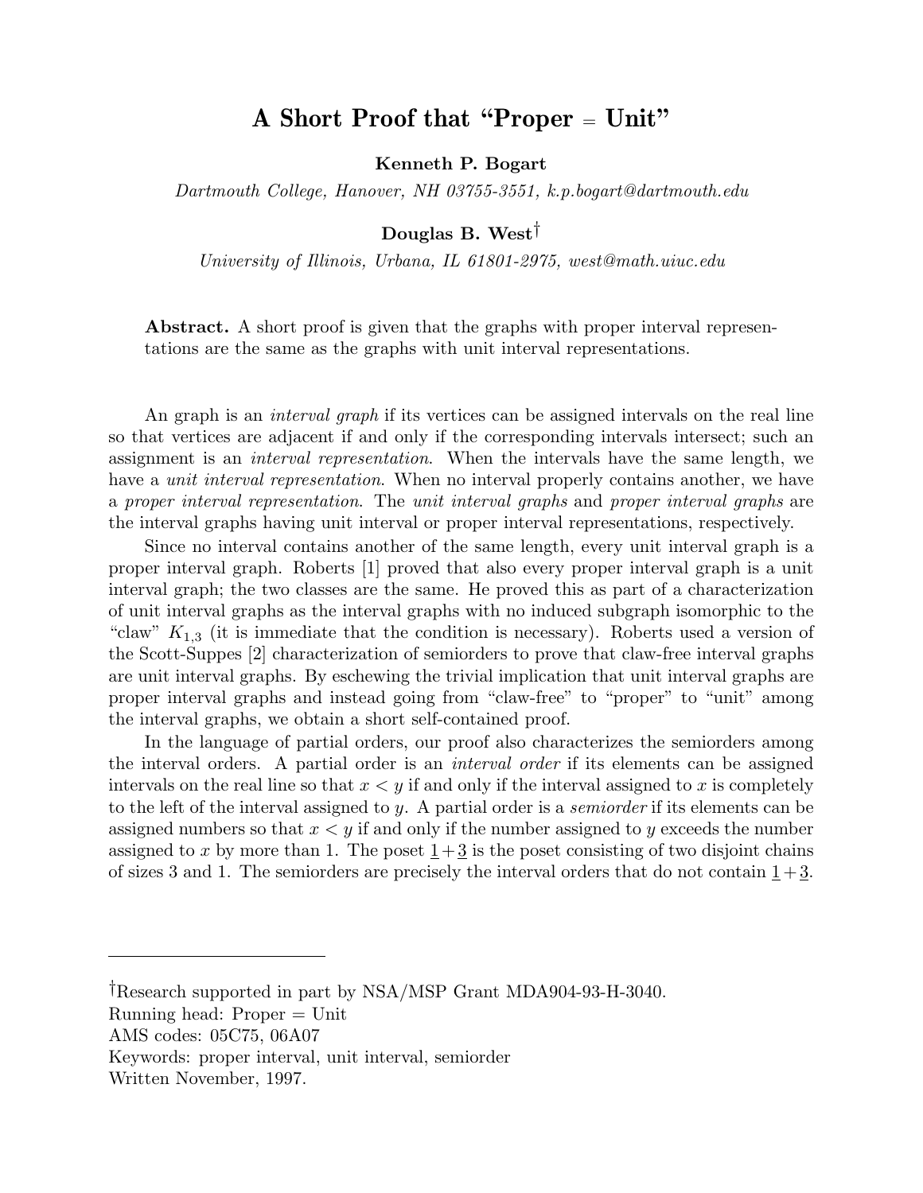# A Short Proof that "Proper = Unit"

**Kenneth P. Bogart**

*Dartmouth College, Hanover, NH 03755-3551, k.p.bogart@dartmouth.edu*

**Douglas B. West**[†]

*University of Illinois, Urbana, IL 61801-2975, west@math.uiuc.edu*

**Abstract.** A short proof is given that the graphs with proper interval representations are the same as the graphs with unit interval representations.

An graph is an *interval graph* if its vertices can be assigned intervals on the real line so that vertices are adjacent if and only if the corresponding intervals intersect; such an assignment is an *interval representation*. When the intervals have the same length, we have a *unit interval representation*. When no interval properly contains another, we have a *proper interval representation*. The *unit interval graphs* and *proper interval graphs* are the interval graphs having unit interval or proper interval representations, respectively.

Since no interval contains another of the same length, every unit interval graph is a proper interval graph. Roberts [1] proved that also every proper interval graph is a unit interval graph; the two classes are the same. He proved this as part of a characterization of unit interval graphs as the interval graphs with no induced subgraph isomorphic to the "claw" $K_{1,3}$ (it is immediate that the condition is necessary). Roberts used a version of the Scott-Suppes [2] characterization of semiorders to prove that claw-free interval graphs are unit interval graphs. By eschewing the trivial implication that unit interval graphs are proper interval graphs and instead going from "claw-free" to "proper" to "unit" among the interval graphs, we obtain a short self-contained proof.

In the language of partial orders, our proof also characterizes the semiorders among the interval orders. A partial order is an *interval order* if its elements can be assigned intervals on the real line so that $x < y$ if and only if the interval assigned to $x$ is completely to the left of the interval assigned to $y$. A partial order is a *semiorder* if its elements can be assigned numbers so that $x < y$ if and only if the number assigned to $y$ exceeds the number assigned to $x$ by more than 1. The poset $\underline{1}+\underline{3}$ is the poset consisting of two disjoint chains of sizes 3 and 1. The semiorders are precisely the interval orders that do not contain $\underline{1}+\underline{3}$.

---

[†]Research supported in part by NSA/MSP Grant MDA904-93-H-3040.
Running head: Proper = Unit
AMS codes: 05C75, 06A07
Keywords: proper interval, unit interval, semiorder
Written November, 1997.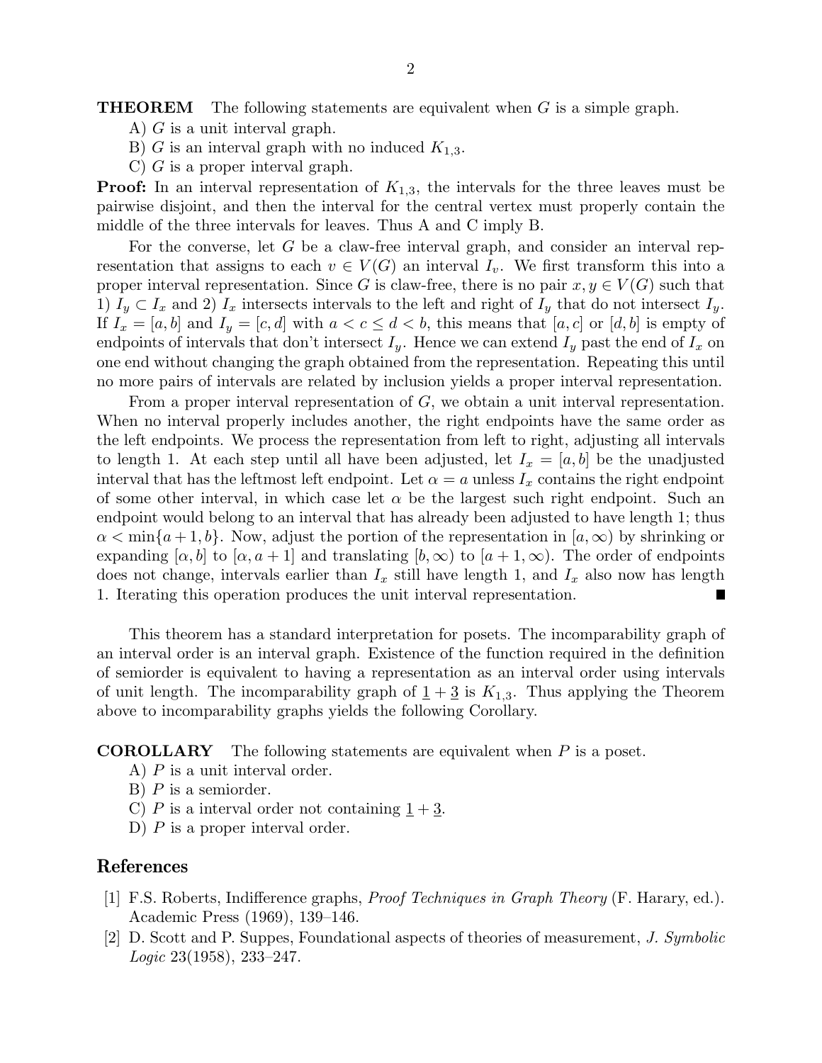**THEOREM** The following statements are equivalent when $G$ is a simple graph.

A) $G$ is a unit interval graph.

B) $G$ is an interval graph with no induced $K_{1,3}$.

C) $G$ is a proper interval graph.

**Proof:** In an interval representation of $K_{1,3}$, the intervals for the three leaves must be pairwise disjoint, and then the interval for the central vertex must properly contain the middle of the three intervals for leaves. Thus A and C imply B.

For the converse, let $G$ be a claw-free interval graph, and consider an interval representation that assigns to each $v \in V(G)$ an interval $I_v$. We first transform this into a proper interval representation. Since $G$ is claw-free, there is no pair $x, y \in V(G)$ such that 1) $I_y \subset I_x$ and 2) $I_x$ intersects intervals to the left and right of $I_y$ that do not intersect $I_y$. If $I_x = [a, b]$ and $I_y = [c, d]$ with $a < c \leq d < b$, this means that $[a, c]$ or $[d, b]$ is empty of endpoints of intervals that don't intersect $I_y$. Hence we can extend $I_y$ past the end of $I_x$ on one end without changing the graph obtained from the representation. Repeating this until no more pairs of intervals are related by inclusion yields a proper interval representation.

From a proper interval representation of $G$, we obtain a unit interval representation. When no interval properly includes another, the right endpoints have the same order as the left endpoints. We process the representation from left to right, adjusting all intervals to length 1. At each step until all have been adjusted, let $I_x = [a, b]$ be the unadjusted interval that has the leftmost left endpoint. Let $\alpha = a$ unless $I_x$ contains the right endpoint of some other interval, in which case let $\alpha$ be the largest such right endpoint. Such an endpoint would belong to an interval that has already been adjusted to have length 1; thus $\alpha < \min\{a+1, b\}$. Now, adjust the portion of the representation in $[a, \infty)$ by shrinking or expanding $[\alpha, b]$ to $[\alpha, a+1]$ and translating $[b, \infty)$ to $[a+1, \infty)$. The order of endpoints does not change, intervals earlier than $I_x$ still have length 1, and $I_x$ also now has length 1. Iterating this operation produces the unit interval representation. ∎

This theorem has a standard interpretation for posets. The incomparability graph of an interval order is an interval graph. Existence of the function required in the definition of semiorder is equivalent to having a representation as an interval order using intervals of unit length. The incomparability graph of $\underline{1} + \underline{3}$ is $K_{1,3}$. Thus applying the Theorem above to incomparability graphs yields the following Corollary.

**COROLLARY** The following statements are equivalent when $P$ is a poset.

A) $P$ is a unit interval order.

B) $P$ is a semiorder.

C) $P$ is a interval order not containing $\underline{1} + \underline{3}$.

D) $P$ is a proper interval order.

## References

[1] F.S. Roberts, Indifference graphs, *Proof Techniques in Graph Theory* (F. Harary, ed.). Academic Press (1969), 139–146.

[2] D. Scott and P. Suppes, Foundational aspects of theories of measurement, *J. Symbolic Logic* 23(1958), 233–247.